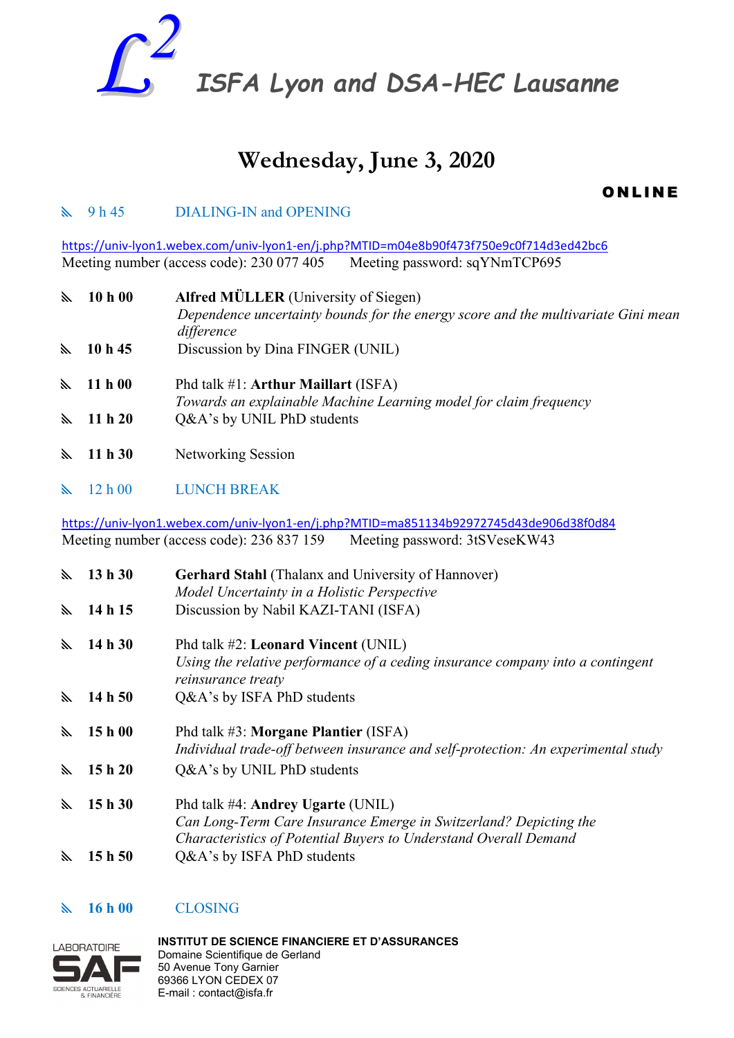# $L^2$ ISFA Lyon and DSA-HEC Lausanne

## Wednesday, June 3, 2020

**ONLINE**

9 h 45 DIALING-IN and OPENING

https://univ-lyon1.webex.com/univ-lyon1-en/j.php?MTID=m04e8b90f473f750e9c0f714d3ed42bc6
Meeting number (access code): 230 077 405 Meeting password: sqYNmTCP695

**10 h 00** **Alfred MÜLLER** (University of Siegen)
*Dependence uncertainty bounds for the energy score and the multivariate Gini mean difference*

**10 h 45** Discussion by Dina FINGER (UNIL)

**11 h 00** Phd talk #1: **Arthur Maillart** (ISFA)
*Towards an explainable Machine Learning model for claim frequency*

**11 h 20** Q&A's by UNIL PhD students

**11 h 30** Networking Session

12 h 00 LUNCH BREAK

https://univ-lyon1.webex.com/univ-lyon1-en/j.php?MTID=ma851134b92972745d43de906d38f0d84
Meeting number (access code): 236 837 159 Meeting password: 3tSVeseKW43

**13 h 30** **Gerhard Stahl** (Thalanx and University of Hannover)
*Model Uncertainty in a Holistic Perspective*

**14 h 15** Discussion by Nabil KAZI-TANI (ISFA)

**14 h 30** Phd talk #2: **Leonard Vincent** (UNIL)
*Using the relative performance of a ceding insurance company into a contingent reinsurance treaty*

**14 h 50** Q&A's by ISFA PhD students

**15 h 00** Phd talk #3: **Morgane Plantier** (ISFA)
*Individual trade-off between insurance and self-protection: An experimental study*

**15 h 20** Q&A's by UNIL PhD students

**15 h 30** Phd talk #4: **Andrey Ugarte** (UNIL)
*Can Long-Term Care Insurance Emerge in Switzerland? Depicting the Characteristics of Potential Buyers to Understand Overall Demand*

**15 h 50** Q&A's by ISFA PhD students

**16 h 00** CLOSING

LABORATOIRE SAF SCIENCES ACTUARIELLE & FINANCIÈRE

**INSTITUT DE SCIENCE FINANCIERE ET D'ASSURANCES**
Domaine Scientifique de Gerland
50 Avenue Tony Garnier
69366 LYON CEDEX 07
E-mail : contact@isfa.fr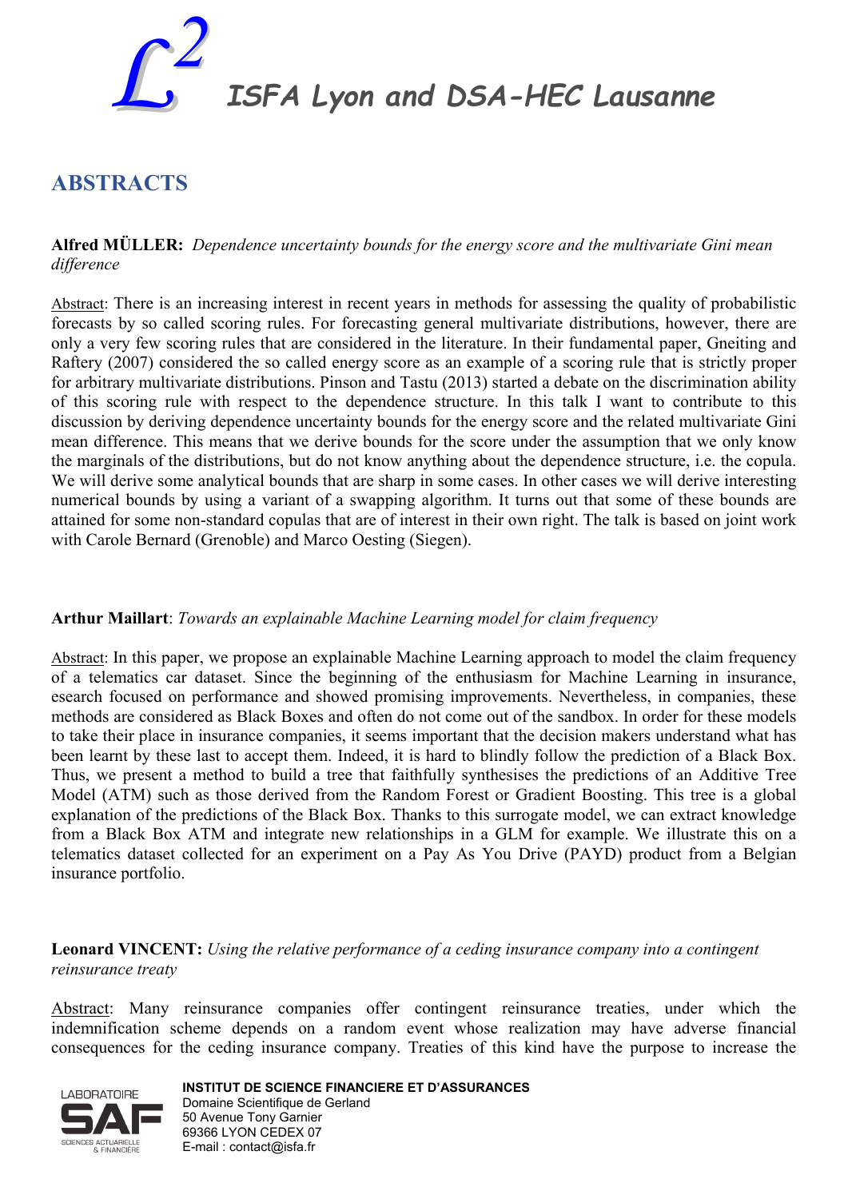# $\mathcal{L}^2$ *ISFA Lyon and DSA-HEC Lausanne*

## ABSTRACTS

**Alfred MÜLLER:** *Dependence uncertainty bounds for the energy score and the multivariate Gini mean difference*

Abstract: There is an increasing interest in recent years in methods for assessing the quality of probabilistic forecasts by so called scoring rules. For forecasting general multivariate distributions, however, there are only a very few scoring rules that are considered in the literature. In their fundamental paper, Gneiting and Raftery (2007) considered the so called energy score as an example of a scoring rule that is strictly proper for arbitrary multivariate distributions. Pinson and Tastu (2013) started a debate on the discrimination ability of this scoring rule with respect to the dependence structure. In this talk I want to contribute to this discussion by deriving dependence uncertainty bounds for the energy score and the related multivariate Gini mean difference. This means that we derive bounds for the score under the assumption that we only know the marginals of the distributions, but do not know anything about the dependence structure, i.e. the copula. We will derive some analytical bounds that are sharp in some cases. In other cases we will derive interesting numerical bounds by using a variant of a swapping algorithm. It turns out that some of these bounds are attained for some non-standard copulas that are of interest in their own right. The talk is based on joint work with Carole Bernard (Grenoble) and Marco Oesting (Siegen).

**Arthur Maillart**: *Towards an explainable Machine Learning model for claim frequency*

Abstract: In this paper, we propose an explainable Machine Learning approach to model the claim frequency of a telematics car dataset. Since the beginning of the enthusiasm for Machine Learning in insurance, esearch focused on performance and showed promising improvements. Nevertheless, in companies, these methods are considered as Black Boxes and often do not come out of the sandbox. In order for these models to take their place in insurance companies, it seems important that the decision makers understand what has been learnt by these last to accept them. Indeed, it is hard to blindly follow the prediction of a Black Box. Thus, we present a method to build a tree that faithfully synthesises the predictions of an Additive Tree Model (ATM) such as those derived from the Random Forest or Gradient Boosting. This tree is a global explanation of the predictions of the Black Box. Thanks to this surrogate model, we can extract knowledge from a Black Box ATM and integrate new relationships in a GLM for example. We illustrate this on a telematics dataset collected for an experiment on a Pay As You Drive (PAYD) product from a Belgian insurance portfolio.

**Leonard VINCENT:** *Using the relative performance of a ceding insurance company into a contingent reinsurance treaty*

Abstract: Many reinsurance companies offer contingent reinsurance treaties, under which the indemnification scheme depends on a random event whose realization may have adverse financial consequences for the ceding insurance company. Treaties of this kind have the purpose to increase the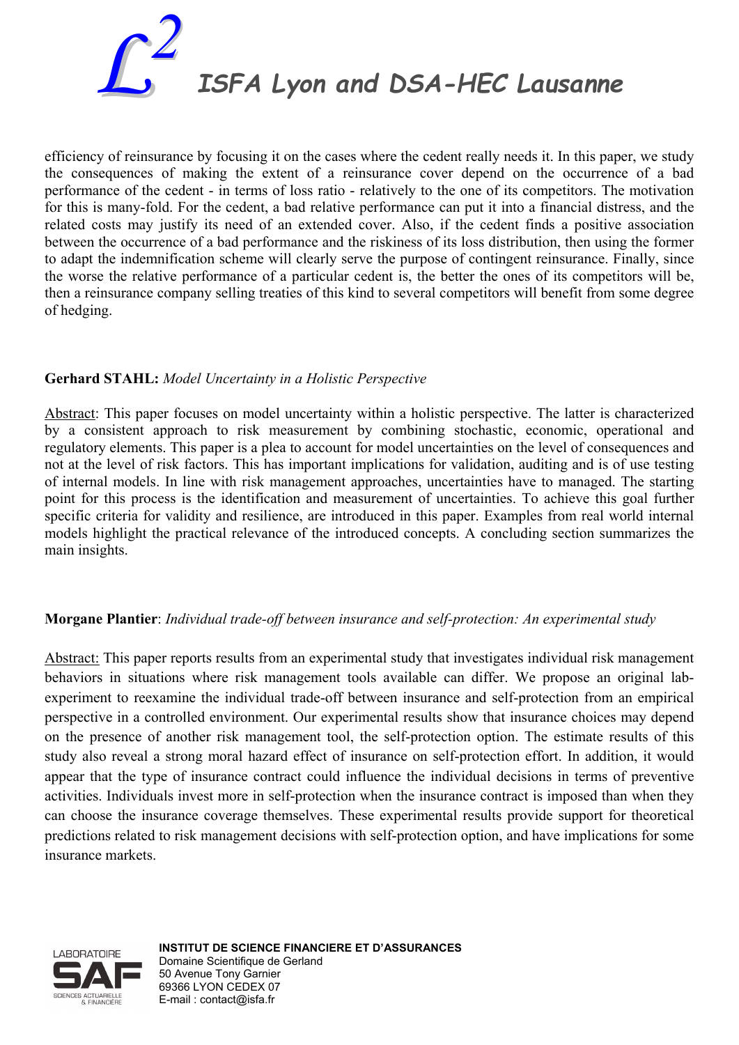efficiency of reinsurance by focusing it on the cases where the cedent really needs it. In this paper, we study the consequences of making the extent of a reinsurance cover depend on the occurrence of a bad performance of the cedent - in terms of loss ratio - relatively to the one of its competitors. The motivation for this is many-fold. For the cedent, a bad relative performance can put it into a financial distress, and the related costs may justify its need of an extended cover. Also, if the cedent finds a positive association between the occurrence of a bad performance and the riskiness of its loss distribution, then using the former to adapt the indemnification scheme will clearly serve the purpose of contingent reinsurance. Finally, since the worse the relative performance of a particular cedent is, the better the ones of its competitors will be, then a reinsurance company selling treaties of this kind to several competitors will benefit from some degree of hedging.

**Gerhard STAHL:** *Model Uncertainty in a Holistic Perspective*

Abstract: This paper focuses on model uncertainty within a holistic perspective. The latter is characterized by a consistent approach to risk measurement by combining stochastic, economic, operational and regulatory elements. This paper is a plea to account for model uncertainties on the level of consequences and not at the level of risk factors. This has important implications for validation, auditing and is of use testing of internal models. In line with risk management approaches, uncertainties have to managed. The starting point for this process is the identification and measurement of uncertainties. To achieve this goal further specific criteria for validity and resilience, are introduced in this paper. Examples from real world internal models highlight the practical relevance of the introduced concepts. A concluding section summarizes the main insights.

**Morgane Plantier**: *Individual trade-off between insurance and self-protection: An experimental study*

Abstract: This paper reports results from an experimental study that investigates individual risk management behaviors in situations where risk management tools available can differ. We propose an original lab-experiment to reexamine the individual trade-off between insurance and self-protection from an empirical perspective in a controlled environment. Our experimental results show that insurance choices may depend on the presence of another risk management tool, the self-protection option. The estimate results of this study also reveal a strong moral hazard effect of insurance on self-protection effort. In addition, it would appear that the type of insurance contract could influence the individual decisions in terms of preventive activities. Individuals invest more in self-protection when the insurance contract is imposed than when they can choose the insurance coverage themselves. These experimental results provide support for theoretical predictions related to risk management decisions with self-protection option, and have implications for some insurance markets.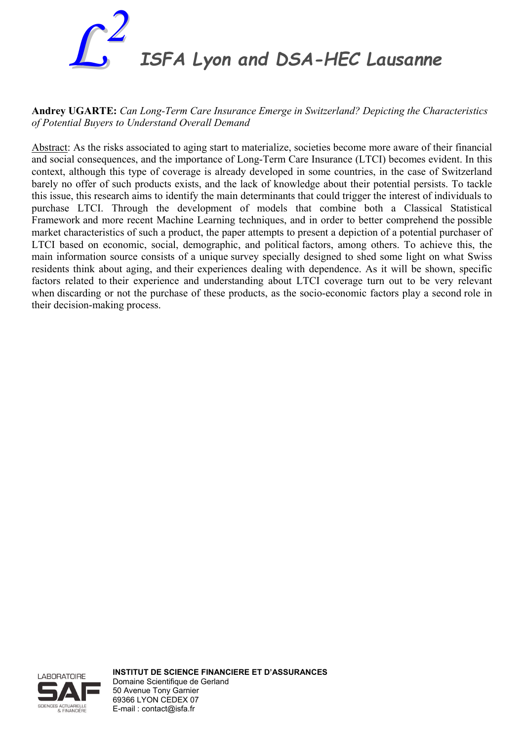# $L^2$ ISFA Lyon and DSA-HEC Lausanne

**Andrey UGARTE:** *Can Long-Term Care Insurance Emerge in Switzerland? Depicting the Characteristics of Potential Buyers to Understand Overall Demand*

Abstract: As the risks associated to aging start to materialize, societies become more aware of their financial and social consequences, and the importance of Long-Term Care Insurance (LTCI) becomes evident. In this context, although this type of coverage is already developed in some countries, in the case of Switzerland barely no offer of such products exists, and the lack of knowledge about their potential persists. To tackle this issue, this research aims to identify the main determinants that could trigger the interest of individuals to purchase LTCI. Through the development of models that combine both a Classical Statistical Framework and more recent Machine Learning techniques, and in order to better comprehend the possible market characteristics of such a product, the paper attempts to present a depiction of a potential purchaser of LTCI based on economic, social, demographic, and political factors, among others. To achieve this, the main information source consists of a unique survey specially designed to shed some light on what Swiss residents think about aging, and their experiences dealing with dependence. As it will be shown, specific factors related to their experience and understanding about LTCI coverage turn out to be very relevant when discarding or not the purchase of these products, as the socio-economic factors play a second role in their decision-making process.

LABORATOIRE SAF SCIENCES ACTUARIELLE & FINANCIÈRE

**INSTITUT DE SCIENCE FINANCIERE ET D'ASSURANCES**
Domaine Scientifique de Gerland
50 Avenue Tony Garnier
69366 LYON CEDEX 07
E-mail : contact@isfa.fr